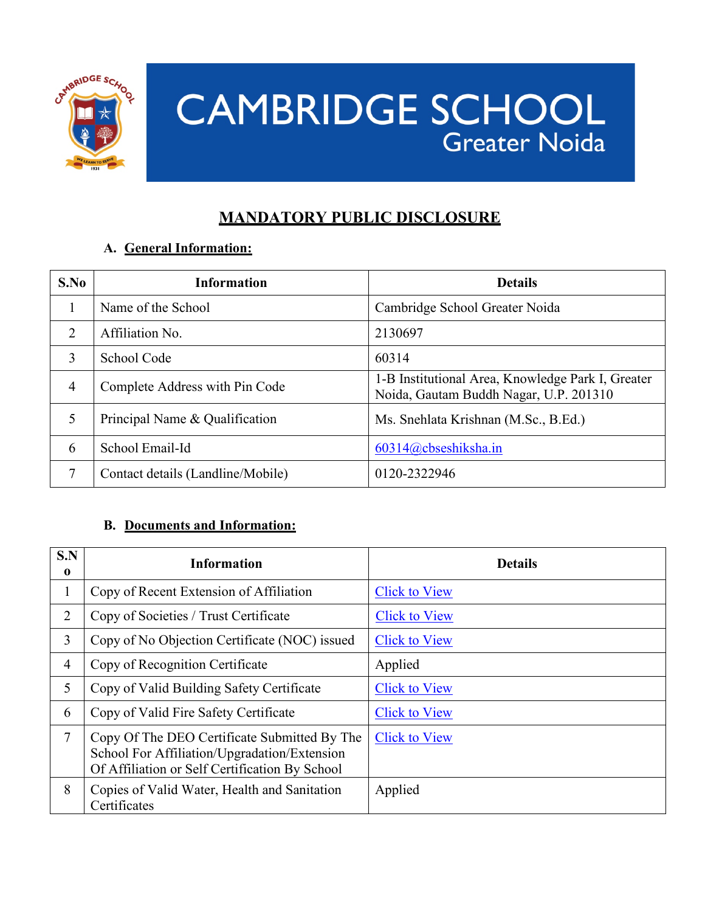# CAMBRIDGE SCHOOL
## Greater Noida

## MANDATORY PUBLIC DISCLOSURE

### A. General Information:

| S.No | Information | Details |
|---|---|---|
| 1 | Name of the School | Cambridge School Greater Noida |
| 2 | Affiliation No. | 2130697 |
| 3 | School Code | 60314 |
| 4 | Complete Address with Pin Code | 1-B Institutional Area, Knowledge Park I, Greater Noida, Gautam Buddh Nagar, U.P. 201310 |
| 5 | Principal Name & Qualification | Ms. Snehlata Krishnan (M.Sc., B.Ed.) |
| 6 | School Email-Id | 60314@cbseshiksha.in |
| 7 | Contact details (Landline/Mobile) | 0120-2322946 |

### B. Documents and Information:

| S.No | Information | Details |
|---|---|---|
| 1 | Copy of Recent Extension of Affiliation | Click to View |
| 2 | Copy of Societies / Trust Certificate | Click to View |
| 3 | Copy of No Objection Certificate (NOC) issued | Click to View |
| 4 | Copy of Recognition Certificate | Applied |
| 5 | Copy of Valid Building Safety Certificate | Click to View |
| 6 | Copy of Valid Fire Safety Certificate | Click to View |
| 7 | Copy Of The DEO Certificate Submitted By The School For Affiliation/Upgradation/Extension Of Affiliation or Self Certification By School | Click to View |
| 8 | Copies of Valid Water, Health and Sanitation Certificates | Applied |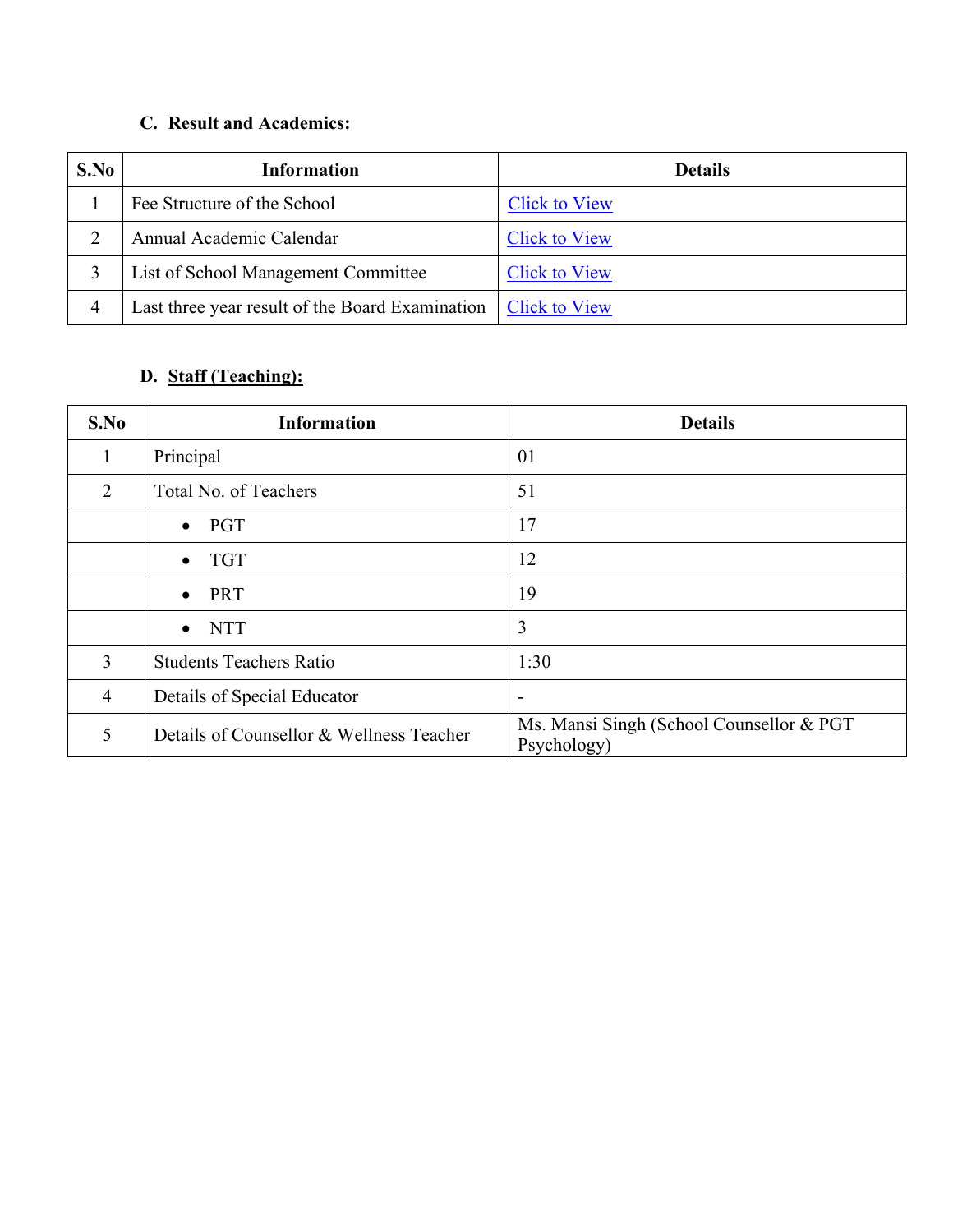### C. Result and Academics:

| S.No | Information | Details |
|---|---|---|
| 1 | Fee Structure of the School | Click to View |
| 2 | Annual Academic Calendar | Click to View |
| 3 | List of School Management Committee | Click to View |
| 4 | Last three year result of the Board Examination | Click to View |

### D. Staff (Teaching):

| S.No | Information | Details |
|---|---|---|
| 1 | Principal | 01 |
| 2 | Total No. of Teachers | 51 |
| | • PGT | 17 |
| | • TGT | 12 |
| | • PRT | 19 |
| | • NTT | 3 |
| 3 | Students Teachers Ratio | 1:30 |
| 4 | Details of Special Educator | - |
| 5 | Details of Counsellor & Wellness Teacher | Ms. Mansi Singh (School Counsellor & PGT Psychology) |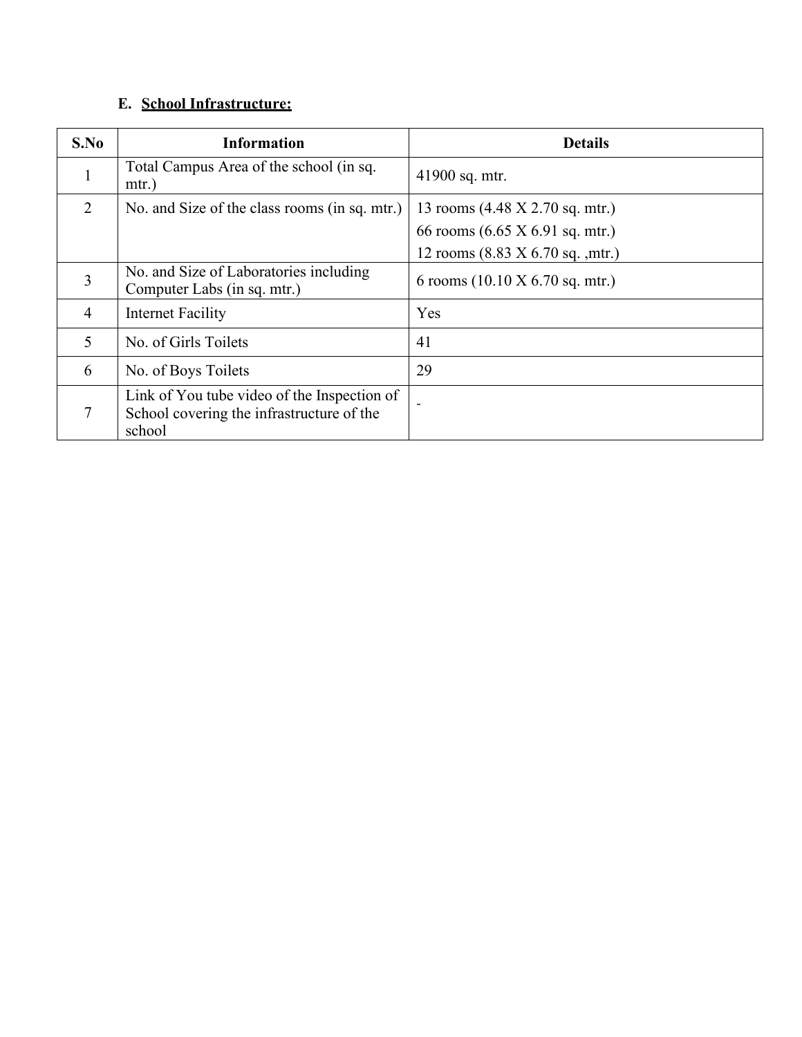### E. School Infrastructure:

| S.No | Information | Details |
| --- | --- | --- |
| 1 | Total Campus Area of the school (in sq. mtr.) | 41900 sq. mtr. |
| 2 | No. and Size of the class rooms (in sq. mtr.) | 13 rooms (4.48 X 2.70 sq. mtr.)<br>66 rooms (6.65 X 6.91 sq. mtr.)<br>12 rooms (8.83 X 6.70 sq. ,mtr.) |
| 3 | No. and Size of Laboratories including Computer Labs (in sq. mtr.) | 6 rooms (10.10 X 6.70 sq. mtr.) |
| 4 | Internet Facility | Yes |
| 5 | No. of Girls Toilets | 41 |
| 6 | No. of Boys Toilets | 29 |
| 7 | Link of You tube video of the Inspection of School covering the infrastructure of the school | - |